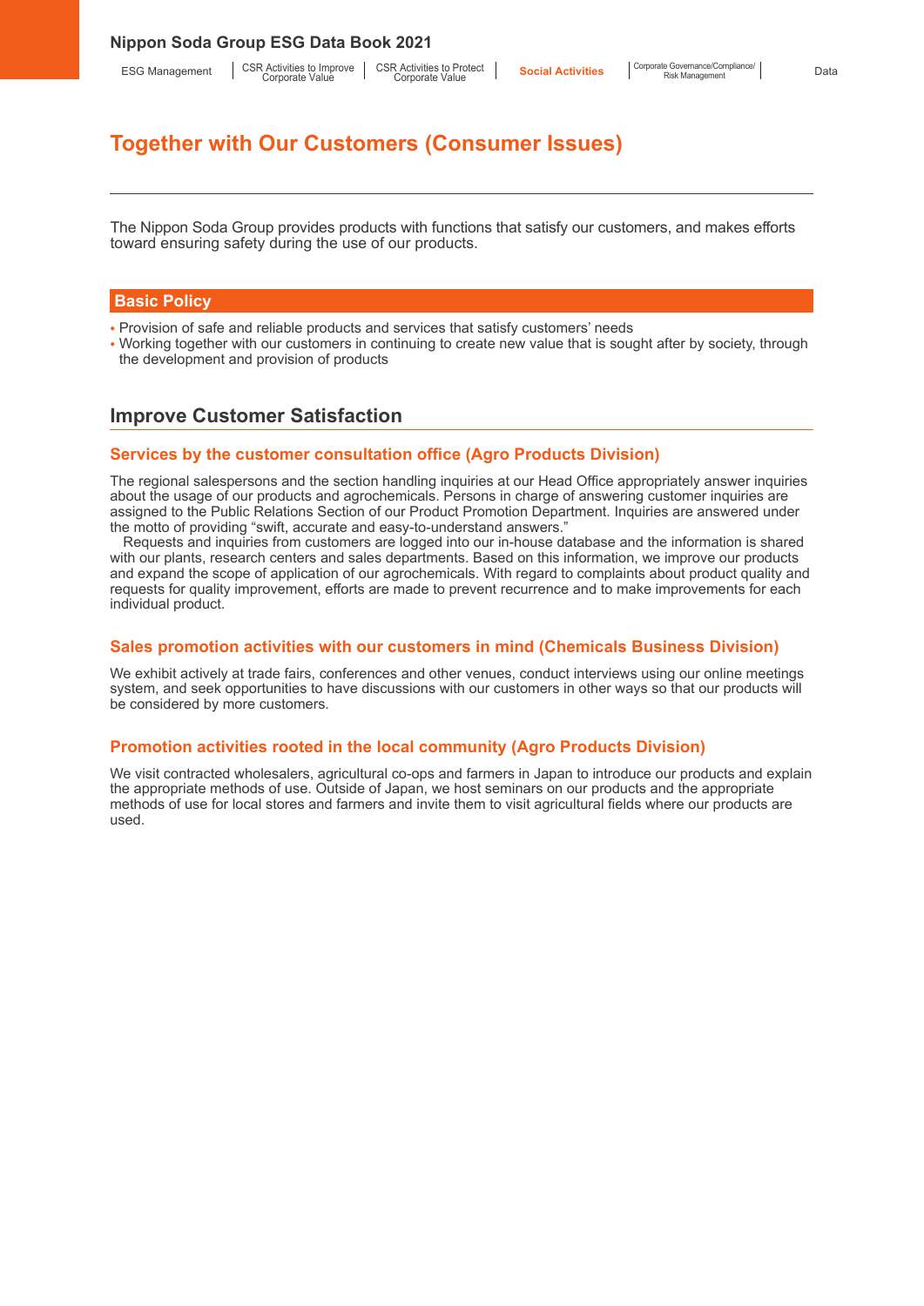# Together with Our Customers (Consumer Issues)

The Nippon Soda Group provides products with functions that satisfy our customers, and makes efforts toward ensuring safety during the use of our products.

## Basic Policy

- Provision of safe and reliable products and services that satisfy customers' needs
- Working together with our customers in continuing to create new value that is sought after by society, through the development and provision of products

## Improve Customer Satisfaction

### Services by the customer consultation office (Agro Products Division)

The regional salespersons and the section handling inquiries at our Head Office appropriately answer inquiries about the usage of our products and agrochemicals. Persons in charge of answering customer inquiries are assigned to the Public Relations Section of our Product Promotion Department. Inquiries are answered under the motto of providing "swift, accurate and easy-to-understand answers."

Requests and inquiries from customers are logged into our in-house database and the information is shared with our plants, research centers and sales departments. Based on this information, we improve our products and expand the scope of application of our agrochemicals. With regard to complaints about product quality and requests for quality improvement, efforts are made to prevent recurrence and to make improvements for each individual product.

### Sales promotion activities with our customers in mind (Chemicals Business Division)

We exhibit actively at trade fairs, conferences and other venues, conduct interviews using our online meetings system, and seek opportunities to have discussions with our customers in other ways so that our products will be considered by more customers.

### Promotion activities rooted in the local community (Agro Products Division)

We visit contracted wholesalers, agricultural co-ops and farmers in Japan to introduce our products and explain the appropriate methods of use. Outside of Japan, we host seminars on our products and the appropriate methods of use for local stores and farmers and invite them to visit agricultural fields where our products are used.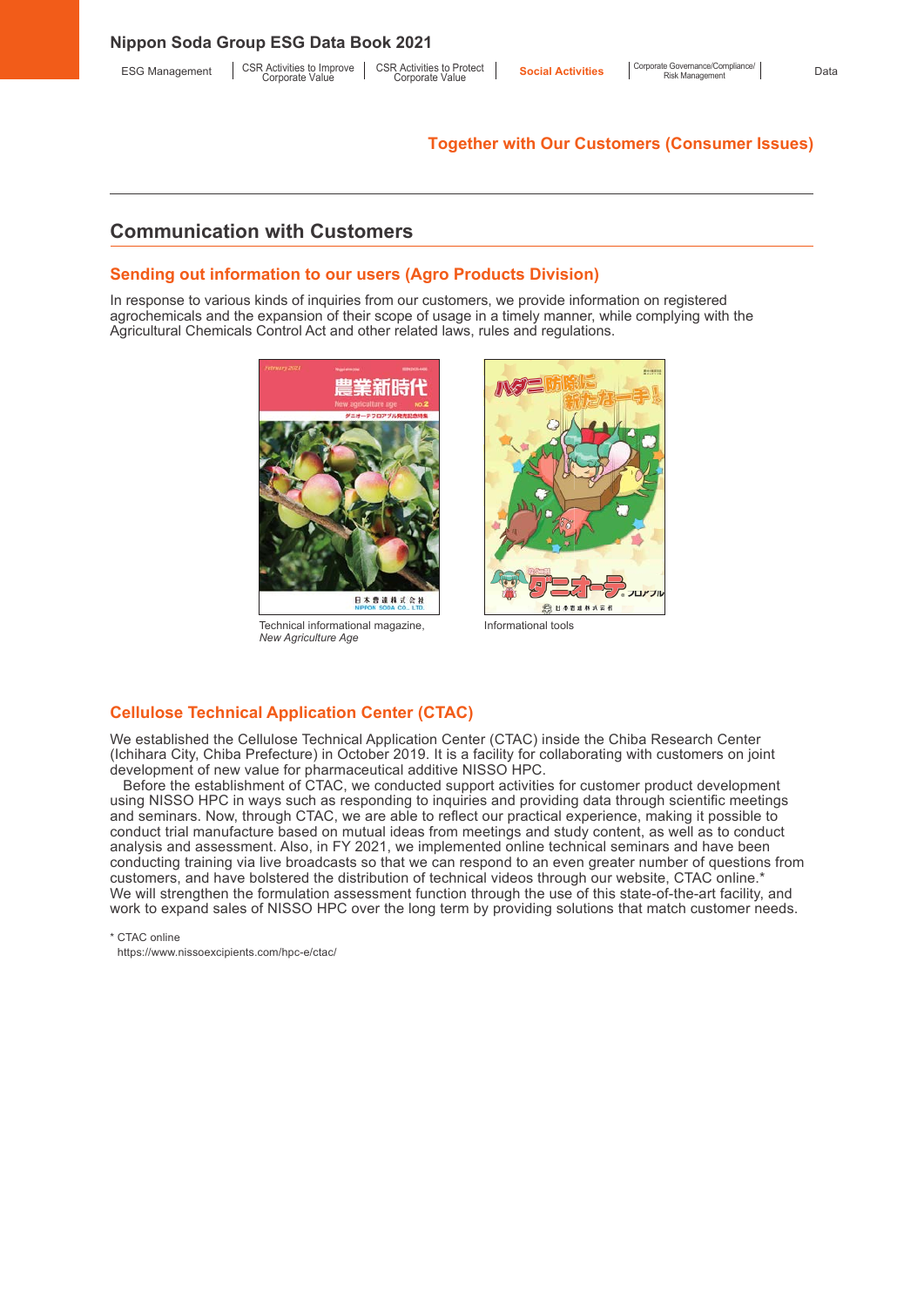## Together with Our Customers (Consumer Issues)

## Communication with Customers

### Sending out information to our users (Agro Products Division)

In response to various kinds of inquiries from our customers, we provide information on registered agrochemicals and the expansion of their scope of usage in a timely manner, while complying with the Agricultural Chemicals Control Act and other related laws, rules and regulations.

Technical informational magazine, *New Agriculture Age*

Informational tools

### Cellulose Technical Application Center (CTAC)

We established the Cellulose Technical Application Center (CTAC) inside the Chiba Research Center (Ichihara City, Chiba Prefecture) in October 2019. It is a facility for collaborating with customers on joint development of new value for pharmaceutical additive NISSO HPC.

Before the establishment of CTAC, we conducted support activities for customer product development using NISSO HPC in ways such as responding to inquiries and providing data through scientific meetings and seminars. Now, through CTAC, we are able to reflect our practical experience, making it possible to conduct trial manufacture based on mutual ideas from meetings and study content, as well as to conduct analysis and assessment. Also, in FY 2021, we implemented online technical seminars and have been conducting training via live broadcasts so that we can respond to an even greater number of questions from customers, and have bolstered the distribution of technical videos through our website, CTAC online.* We will strengthen the formulation assessment function through the use of this state-of-the-art facility, and work to expand sales of NISSO HPC over the long term by providing solutions that match customer needs.

\* CTAC online
https://www.nissoexcipients.com/hpc-e/ctac/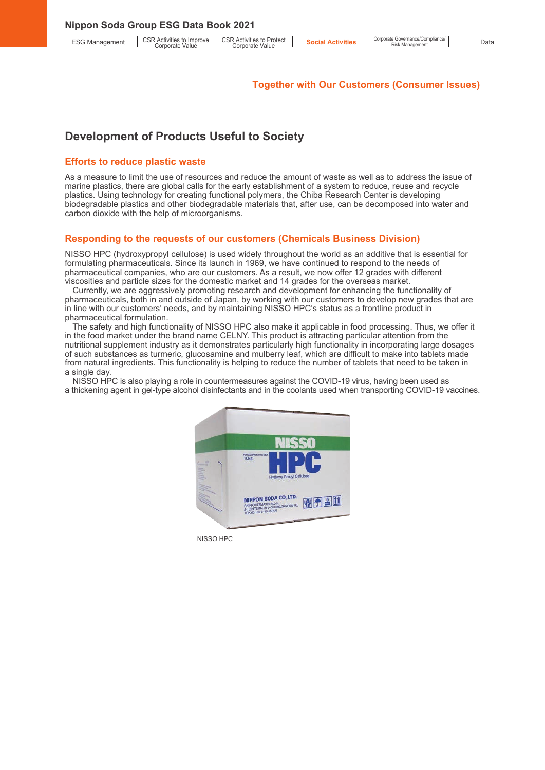## Together with Our Customers (Consumer Issues)

# Development of Products Useful to Society

### Efforts to reduce plastic waste

As a measure to limit the use of resources and reduce the amount of waste as well as to address the issue of marine plastics, there are global calls for the early establishment of a system to reduce, reuse and recycle plastics. Using technology for creating functional polymers, the Chiba Research Center is developing biodegradable plastics and other biodegradable materials that, after use, can be decomposed into water and carbon dioxide with the help of microorganisms.

### Responding to the requests of our customers (Chemicals Business Division)

NISSO HPC (hydroxypropyl cellulose) is used widely throughout the world as an additive that is essential for formulating pharmaceuticals. Since its launch in 1969, we have continued to respond to the needs of pharmaceutical companies, who are our customers. As a result, we now offer 12 grades with different viscosities and particle sizes for the domestic market and 14 grades for the overseas market.

Currently, we are aggressively promoting research and development for enhancing the functionality of pharmaceuticals, both in and outside of Japan, by working with our customers to develop new grades that are in line with our customers' needs, and by maintaining NISSO HPC's status as a frontline product in pharmaceutical formulation.

The safety and high functionality of NISSO HPC also make it applicable in food processing. Thus, we offer it in the food market under the brand name CELNY. This product is attracting particular attention from the nutritional supplement industry as it demonstrates particularly high functionality in incorporating large dosages of such substances as turmeric, glucosamine and mulberry leaf, which are difficult to make into tablets made from natural ingredients. This functionality is helping to reduce the number of tablets that need to be taken in a single day.

NISSO HPC is also playing a role in countermeasures against the COVID-19 virus, having been used as a thickening agent in gel-type alcohol disinfectants and in the coolants used when transporting COVID-19 vaccines.

NISSO HPC